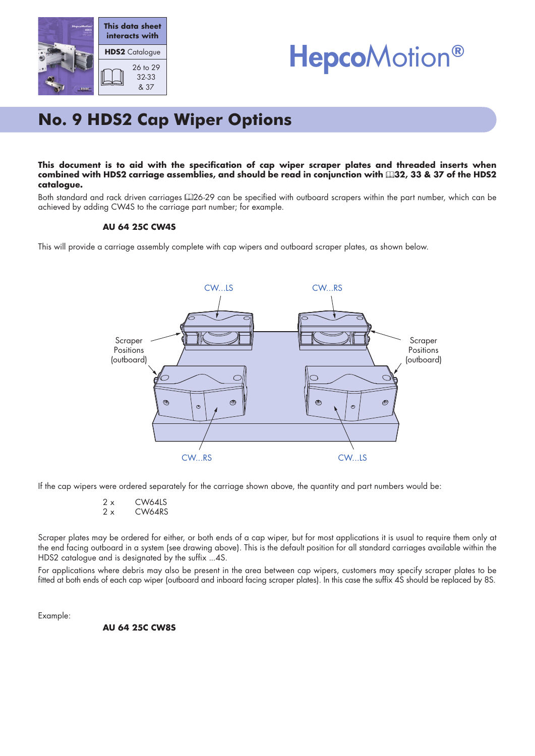This data sheet interacts with

**HDS2** Catalogue

26 to 29
32-33
& 37

HepcoMotion®

# No. 9 HDS2 Cap Wiper Options

**This document is to aid with the specification of cap wiper scraper plates and threaded inserts when combined with HDS2 carriage assemblies, and should be read in conjunction with 📖32, 33 & 37 of the HDS2 catalogue.**

Both standard and rack driven carriages 📖26-29 can be specified with outboard scrapers within the part number, which can be achieved by adding CW4S to the carriage part number; for example.

**AU 64 25C CW4S**

This will provide a carriage assembly complete with cap wipers and outboard scraper plates, as shown below.

CW...LS CW...RS

Scraper Positions (outboard) Scraper Positions (outboard)

CW...RS CW...LS

If the cap wipers were ordered separately for the carriage shown above, the quantity and part numbers would be:

2 x CW64LS
2 x CW64RS

Scraper plates may be ordered for either, or both ends of a cap wiper, but for most applications it is usual to require them only at the end facing outboard in a system (see drawing above). This is the default position for all standard carriages available within the HDS2 catalogue and is designated by the suffix ...4S.

For applications where debris may also be present in the area between cap wipers, customers may specify scraper plates to be fitted at both ends of each cap wiper (outboard and inboard facing scraper plates). In this case the suffix 4S should be replaced by 8S.

Example:

**AU 64 25C CW8S**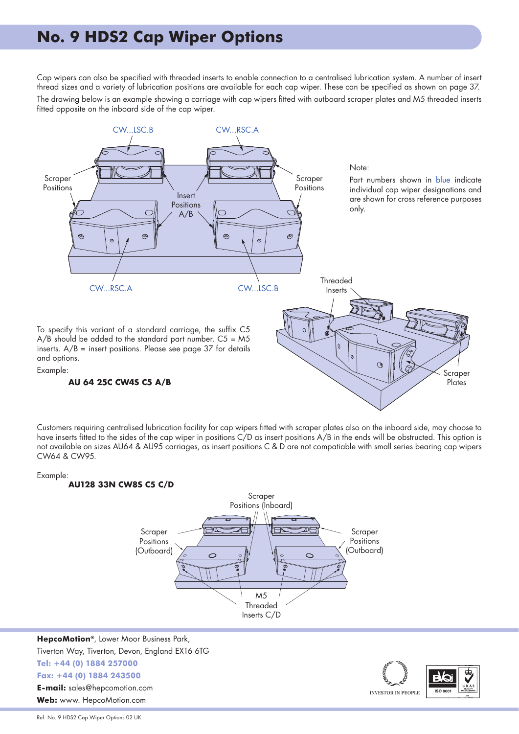# No. 9 HDS2 Cap Wiper Options

Cap wipers can also be specified with threaded inserts to enable connection to a centralised lubrication system. A number of insert thread sizes and a variety of lubrication positions are available for each cap wiper. These can be specified as shown on page 37.

The drawing below is an example showing a carriage with cap wipers fitted with outboard scraper plates and M5 threaded inserts fitted opposite on the inboard side of the cap wiper.

CW...LSC.B
CW...RSC.A
Scraper Positions
Insert Positions A/B
Scraper Positions
CW...RSC.A
CW...LSC.B

Note:

Part numbers shown in blue indicate individual cap wiper designations and are shown for cross reference purposes only.

Threaded Inserts
Scraper Plates

To specify this variant of a standard carriage, the suffix C5 A/B should be added to the standard part number. C5 = M5 inserts. A/B = insert positions. Please see page 37 for details and options.

Example:

**AU 64 25C CW4S C5 A/B**

Customers requiring centralised lubrication facility for cap wipers fitted with scraper plates also on the inboard side, may choose to have inserts fitted to the sides of the cap wiper in positions C/D as insert positions A/B in the ends will be obstructed. This option is not available on sizes AU64 & AU95 carriages, as insert positions C & D are not compatiable with small series bearing cap wipers CW64 & CW95.

Example:

**AU128 33N CW8S C5 C/D**

Scraper Positions (Inboard)
Scraper Positions (Outboard)
Scraper Positions (Outboard)
M5 Threaded Inserts C/D

**HepcoMotion**®, Lower Moor Business Park,
Tiverton Way, Tiverton, Devon, England EX16 6TG
**Tel: +44 (0) 1884 257000**
**Fax: +44 (0) 1884 243500**
**E-mail:** sales@hepcomotion.com
**Web:** www. HepcoMotion.com

INVESTOR IN PEOPLE

ISO 9001

Ref: No. 9 HDS2 Cap Wiper Options 02 UK